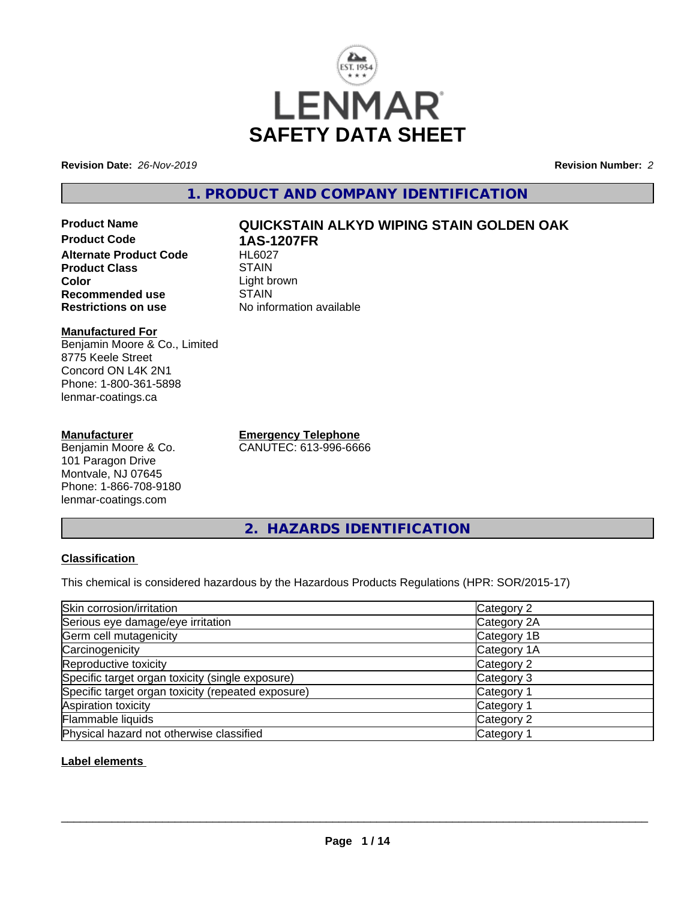# LENMAR SAFETY DATA SHEET

**Revision Date:** *26-Nov-2019* **Revision Number:** *2*

## 1. PRODUCT AND COMPANY IDENTIFICATION

**Product Name** **QUICKSTAIN ALKYD WIPING STAIN GOLDEN OAK**
**Product Code** **1AS-1207FR**
**Alternate Product Code** HL6027
**Product Class** STAIN
**Color** Light brown
**Recommended use** STAIN
**Restrictions on use** No information available

**Manufactured For**
Benjamin Moore & Co., Limited
8775 Keele Street
Concord ON L4K 2N1
Phone: 1-800-361-5898
lenmar-coatings.ca

**Manufacturer**
Benjamin Moore & Co.
101 Paragon Drive
Montvale, NJ 07645
Phone: 1-866-708-9180
lenmar-coatings.com

**Emergency Telephone**
CANUTEC: 613-996-6666

## 2. HAZARDS IDENTIFICATION

### Classification

This chemical is considered hazardous by the Hazardous Products Regulations (HPR: SOR/2015-17)

| Hazard | Category |
|---|---|
| Skin corrosion/irritation | Category 2 |
| Serious eye damage/eye irritation | Category 2A |
| Germ cell mutagenicity | Category 1B |
| Carcinogenicity | Category 1A |
| Reproductive toxicity | Category 2 |
| Specific target organ toxicity (single exposure) | Category 3 |
| Specific target organ toxicity (repeated exposure) | Category 1 |
| Aspiration toxicity | Category 1 |
| Flammable liquids | Category 2 |
| Physical hazard not otherwise classified | Category 1 |

### Label elements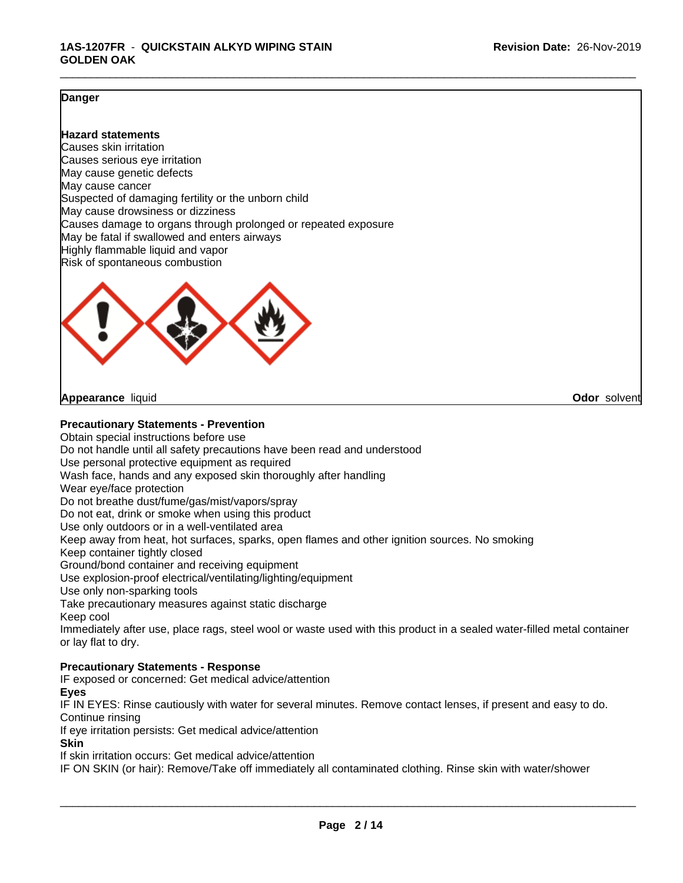**Danger**

**Hazard statements**

Causes skin irritation
Causes serious eye irritation
May cause genetic defects
May cause cancer
Suspected of damaging fertility or the unborn child
May cause drowsiness or dizziness
Causes damage to organs through prolonged or repeated exposure
May be fatal if swallowed and enters airways
Highly flammable liquid and vapor
Risk of spontaneous combustion

**Appearance** liquid **Odor** solvent

**Precautionary Statements - Prevention**

Obtain special instructions before use
Do not handle until all safety precautions have been read and understood
Use personal protective equipment as required
Wash face, hands and any exposed skin thoroughly after handling
Wear eye/face protection
Do not breathe dust/fume/gas/mist/vapors/spray
Do not eat, drink or smoke when using this product
Use only outdoors or in a well-ventilated area
Keep away from heat, hot surfaces, sparks, open flames and other ignition sources. No smoking
Keep container tightly closed
Ground/bond container and receiving equipment
Use explosion-proof electrical/ventilating/lighting/equipment
Use only non-sparking tools
Take precautionary measures against static discharge
Keep cool
Immediately after use, place rags, steel wool or waste used with this product in a sealed water-filled metal container or lay flat to dry.

**Precautionary Statements - Response**

IF exposed or concerned: Get medical advice/attention

**Eyes**

IF IN EYES: Rinse cautiously with water for several minutes. Remove contact lenses, if present and easy to do. Continue rinsing
If eye irritation persists: Get medical advice/attention

**Skin**

If skin irritation occurs: Get medical advice/attention
IF ON SKIN (or hair): Remove/Take off immediately all contaminated clothing. Rinse skin with water/shower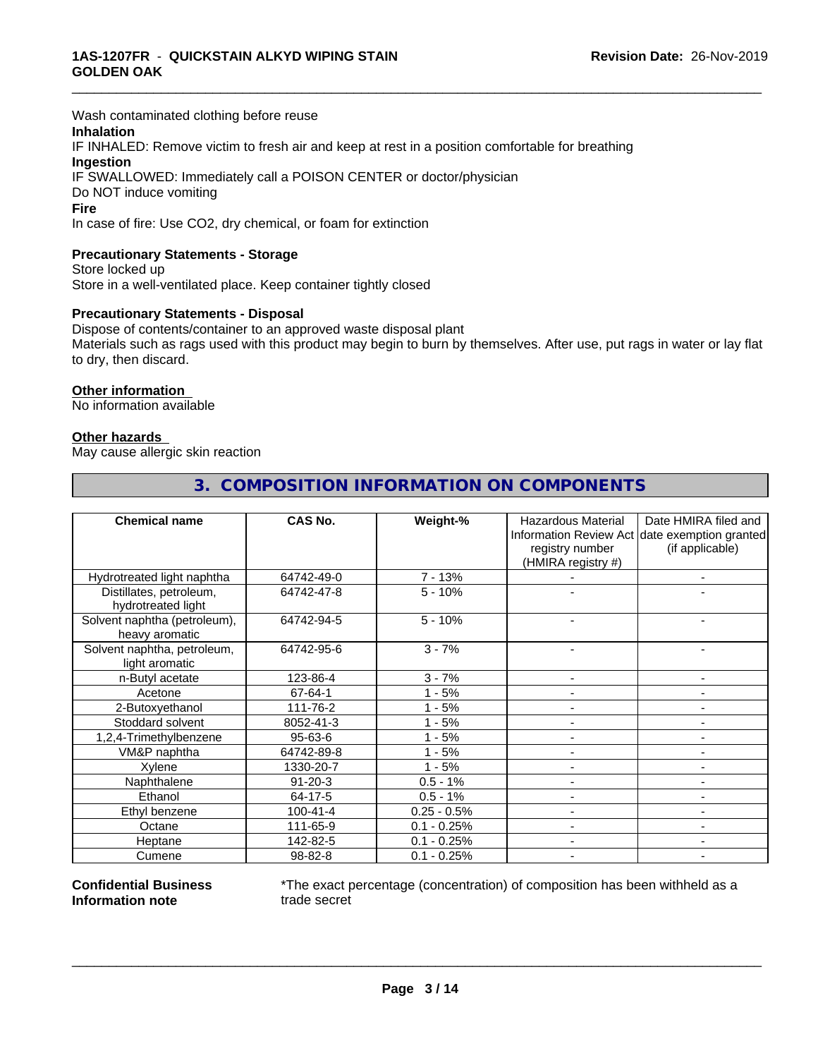Wash contaminated clothing before reuse

**Inhalation**

IF INHALED: Remove victim to fresh air and keep at rest in a position comfortable for breathing

**Ingestion**

IF SWALLOWED: Immediately call a POISON CENTER or doctor/physician

Do NOT induce vomiting

**Fire**

In case of fire: Use CO2, dry chemical, or foam for extinction

**Precautionary Statements - Storage**

Store locked up

Store in a well-ventilated place. Keep container tightly closed

**Precautionary Statements - Disposal**

Dispose of contents/container to an approved waste disposal plant

Materials such as rags used with this product may begin to burn by themselves. After use, put rags in water or lay flat to dry, then discard.

**Other information**

No information available

**Other hazards**

May cause allergic skin reaction

## 3. COMPOSITION INFORMATION ON COMPONENTS

| Chemical name | CAS No. | Weight-% | Hazardous Material Information Review Act registry number (HMIRA registry #) | Date HMIRA filed and date exemption granted (if applicable) |
|---|---|---|---|---|
| Hydrotreated light naphtha | 64742-49-0 | 7 - 13% | - | - |
| Distillates, petroleum, hydrotreated light | 64742-47-8 | 5 - 10% | - | - |
| Solvent naphtha (petroleum), heavy aromatic | 64742-94-5 | 5 - 10% | - | - |
| Solvent naphtha, petroleum, light aromatic | 64742-95-6 | 3 - 7% | - | - |
| n-Butyl acetate | 123-86-4 | 3 - 7% | - | - |
| Acetone | 67-64-1 | 1 - 5% | - | - |
| 2-Butoxyethanol | 111-76-2 | 1 - 5% | - | - |
| Stoddard solvent | 8052-41-3 | 1 - 5% | - | - |
| 1,2,4-Trimethylbenzene | 95-63-6 | 1 - 5% | - | - |
| VM&P naphtha | 64742-89-8 | 1 - 5% | - | - |
| Xylene | 1330-20-7 | 1 - 5% | - | - |
| Naphthalene | 91-20-3 | 0.5 - 1% | - | - |
| Ethanol | 64-17-5 | 0.5 - 1% | - | - |
| Ethyl benzene | 100-41-4 | 0.25 - 0.5% | - | - |
| Octane | 111-65-9 | 0.1 - 0.25% | - | - |
| Heptane | 142-82-5 | 0.1 - 0.25% | - | - |
| Cumene | 98-82-8 | 0.1 - 0.25% | - | - |

**Confidential Business Information note**

*The exact percentage (concentration) of composition has been withheld as a trade secret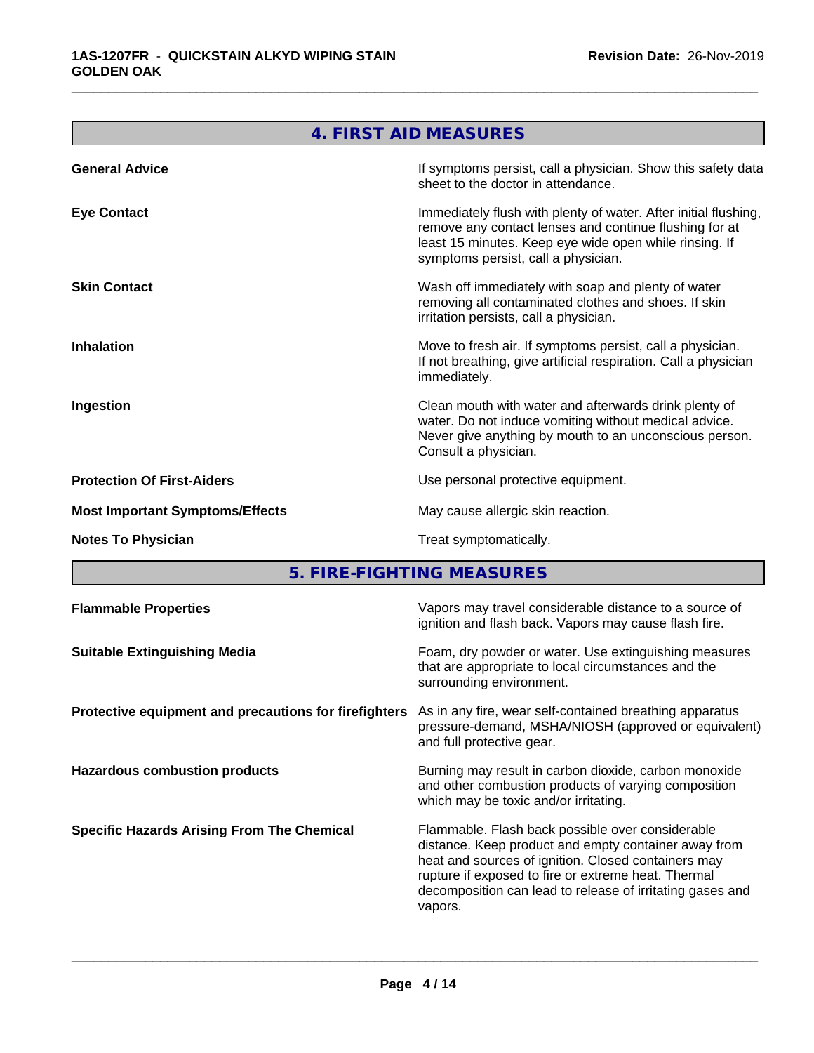## 4. FIRST AID MEASURES

| | |
|---|---|
| **General Advice** | If symptoms persist, call a physician. Show this safety data sheet to the doctor in attendance. |
| **Eye Contact** | Immediately flush with plenty of water. After initial flushing, remove any contact lenses and continue flushing for at least 15 minutes. Keep eye wide open while rinsing. If symptoms persist, call a physician. |
| **Skin Contact** | Wash off immediately with soap and plenty of water removing all contaminated clothes and shoes. If skin irritation persists, call a physician. |
| **Inhalation** | Move to fresh air. If symptoms persist, call a physician. If not breathing, give artificial respiration. Call a physician immediately. |
| **Ingestion** | Clean mouth with water and afterwards drink plenty of water. Do not induce vomiting without medical advice. Never give anything by mouth to an unconscious person. Consult a physician. |
| **Protection Of First-Aiders** | Use personal protective equipment. |
| **Most Important Symptoms/Effects** | May cause allergic skin reaction. |
| **Notes To Physician** | Treat symptomatically. |

## 5. FIRE-FIGHTING MEASURES

| | |
|---|---|
| **Flammable Properties** | Vapors may travel considerable distance to a source of ignition and flash back. Vapors may cause flash fire. |
| **Suitable Extinguishing Media** | Foam, dry powder or water. Use extinguishing measures that are appropriate to local circumstances and the surrounding environment. |
| **Protective equipment and precautions for firefighters** | As in any fire, wear self-contained breathing apparatus pressure-demand, MSHA/NIOSH (approved or equivalent) and full protective gear. |
| **Hazardous combustion products** | Burning may result in carbon dioxide, carbon monoxide and other combustion products of varying composition which may be toxic and/or irritating. |
| **Specific Hazards Arising From The Chemical** | Flammable. Flash back possible over considerable distance. Keep product and empty container away from heat and sources of ignition. Closed containers may rupture if exposed to fire or extreme heat. Thermal decomposition can lead to release of irritating gases and vapors. |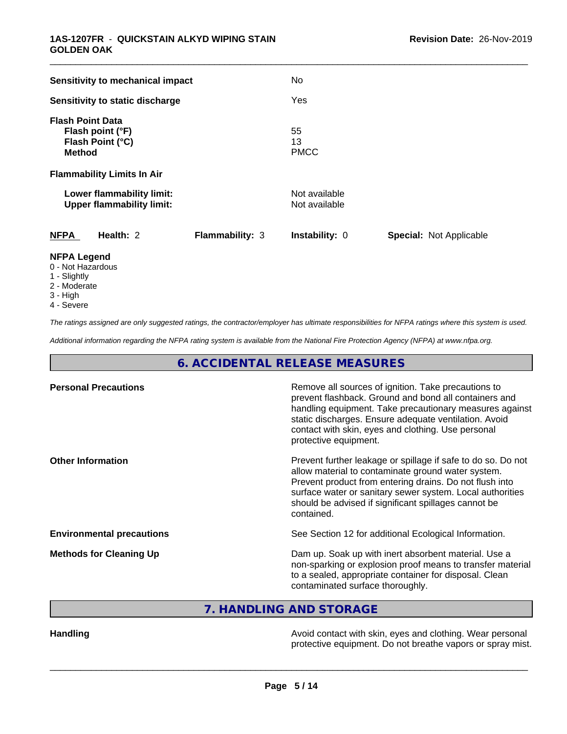| | |
|---|---|
| **Sensitivity to mechanical impact** | No |
| **Sensitivity to static discharge** | Yes |

**Flash Point Data**

| | |
|---|---|
| **Flash point (°F)** | 55 |
| **Flash Point (°C)** | 13 |
| **Method** | PMCC |

**Flammability Limits In Air**

| | |
|---|---|
| **Lower flammability limit:** | Not available |
| **Upper flammability limit:** | Not available |

| **NFPA** | **Health:** 2 | **Flammability:** 3 | **Instability:** 0 | **Special:** Not Applicable |
|---|---|---|---|---|

**NFPA Legend**

- 0 - Not Hazardous
- 1 - Slightly
- 2 - Moderate
- 3 - High
- 4 - Severe

*The ratings assigned are only suggested ratings, the contractor/employer has ultimate responsibilities for NFPA ratings where this system is used.*

*Additional information regarding the NFPA rating system is available from the National Fire Protection Agency (NFPA) at www.nfpa.org.*

## 6. ACCIDENTAL RELEASE MEASURES

| | |
|---|---|
| **Personal Precautions** | Remove all sources of ignition. Take precautions to prevent flashback. Ground and bond all containers and handling equipment. Take precautionary measures against static discharges. Ensure adequate ventilation. Avoid contact with skin, eyes and clothing. Use personal protective equipment. |
| **Other Information** | Prevent further leakage or spillage if safe to do so. Do not allow material to contaminate ground water system. Prevent product from entering drains. Do not flush into surface water or sanitary sewer system. Local authorities should be advised if significant spillages cannot be contained. |
| **Environmental precautions** | See Section 12 for additional Ecological Information. |
| **Methods for Cleaning Up** | Dam up. Soak up with inert absorbent material. Use a non-sparking or explosion proof means to transfer material to a sealed, appropriate container for disposal. Clean contaminated surface thoroughly. |

## 7. HANDLING AND STORAGE

| | |
|---|---|
| **Handling** | Avoid contact with skin, eyes and clothing. Wear personal protective equipment. Do not breathe vapors or spray mist. |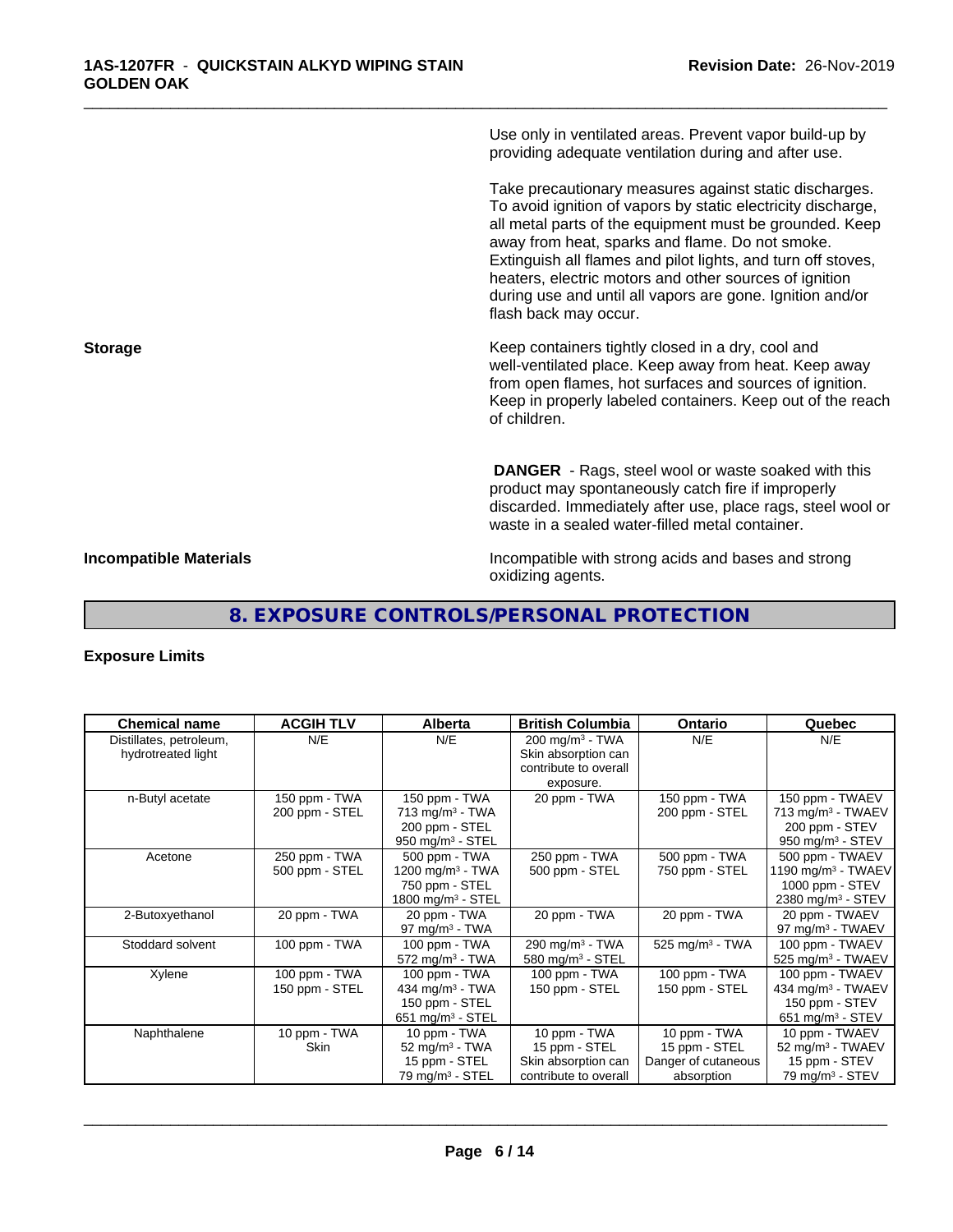Use only in ventilated areas. Prevent vapor build-up by providing adequate ventilation during and after use.

Take precautionary measures against static discharges. To avoid ignition of vapors by static electricity discharge, all metal parts of the equipment must be grounded. Keep away from heat, sparks and flame. Do not smoke. Extinguish all flames and pilot lights, and turn off stoves, heaters, electric motors and other sources of ignition during use and until all vapors are gone. Ignition and/or flash back may occur.

**Storage**

Keep containers tightly closed in a dry, cool and well-ventilated place. Keep away from heat. Keep away from open flames, hot surfaces and sources of ignition. Keep in properly labeled containers. Keep out of the reach of children.

**DANGER** - Rags, steel wool or waste soaked with this product may spontaneously catch fire if improperly discarded. Immediately after use, place rags, steel wool or waste in a sealed water-filled metal container.

**Incompatible Materials**

Incompatible with strong acids and bases and strong oxidizing agents.

## 8. EXPOSURE CONTROLS/PERSONAL PROTECTION

**Exposure Limits**

| Chemical name | ACGIH TLV | Alberta | British Columbia | Ontario | Quebec |
|---|---|---|---|---|---|
| Distillates, petroleum, hydrotreated light | N/E | N/E | 200 mg/m³ - TWA<br>Skin absorption can contribute to overall exposure. | N/E | N/E |
| n-Butyl acetate | 150 ppm - TWA<br>200 ppm - STEL | 150 ppm - TWA<br>713 mg/m³ - TWA<br>200 ppm - STEL<br>950 mg/m³ - STEL | 20 ppm - TWA | 150 ppm - TWA<br>200 ppm - STEL | 150 ppm - TWAEV<br>713 mg/m³ - TWAEV<br>200 ppm - STEV<br>950 mg/m³ - STEV |
| Acetone | 250 ppm - TWA<br>500 ppm - STEL | 500 ppm - TWA<br>1200 mg/m³ - TWA<br>750 ppm - STEL<br>1800 mg/m³ - STEL | 250 ppm - TWA<br>500 ppm - STEL | 500 ppm - TWA<br>750 ppm - STEL | 500 ppm - TWAEV<br>1190 mg/m³ - TWAEV<br>1000 ppm - STEV<br>2380 mg/m³ - STEV |
| 2-Butoxyethanol | 20 ppm - TWA | 20 ppm - TWA<br>97 mg/m³ - TWA | 20 ppm - TWA | 20 ppm - TWA | 20 ppm - TWAEV<br>97 mg/m³ - TWAEV |
| Stoddard solvent | 100 ppm - TWA | 100 ppm - TWA<br>572 mg/m³ - TWA | 290 mg/m³ - TWA<br>580 mg/m³ - STEL | 525 mg/m³ - TWA | 100 ppm - TWAEV<br>525 mg/m³ - TWAEV |
| Xylene | 100 ppm - TWA<br>150 ppm - STEL | 100 ppm - TWA<br>434 mg/m³ - TWA<br>150 ppm - STEL<br>651 mg/m³ - STEL | 100 ppm - TWA<br>150 ppm - STEL | 100 ppm - TWA<br>150 ppm - STEL | 100 ppm - TWAEV<br>434 mg/m³ - TWAEV<br>150 ppm - STEV<br>651 mg/m³ - STEV |
| Naphthalene | 10 ppm - TWA<br>Skin | 10 ppm - TWA<br>52 mg/m³ - TWA<br>15 ppm - STEL<br>79 mg/m³ - STEL | 10 ppm - TWA<br>15 ppm - STEL<br>Skin absorption can contribute to overall | 10 ppm - TWA<br>15 ppm - STEL<br>Danger of cutaneous absorption | 10 ppm - TWAEV<br>52 mg/m³ - TWAEV<br>15 ppm - STEV<br>79 mg/m³ - STEV |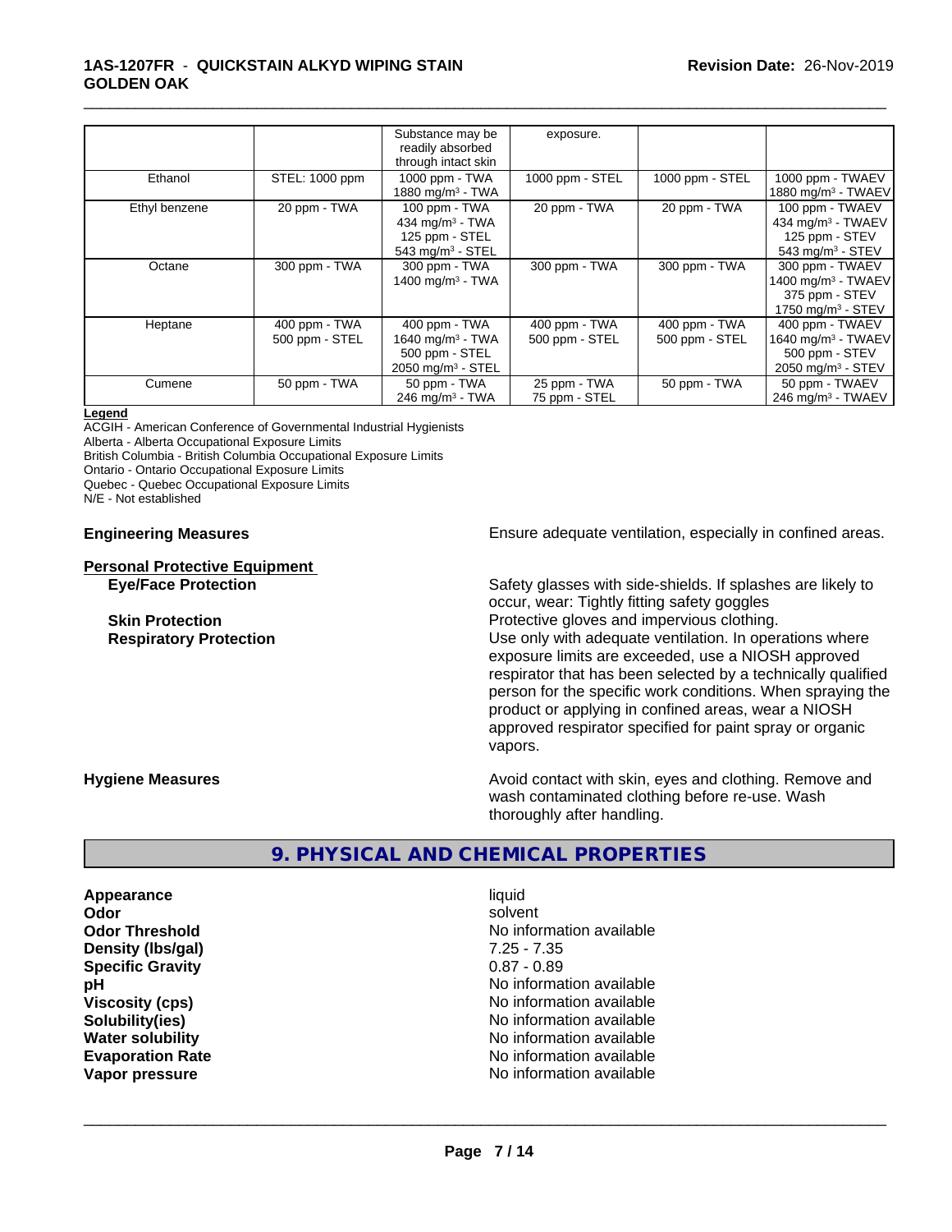|  |  | Substance may be readily absorbed through intact skin | exposure. |  |  |
|---|---|---|---|---|---|
| Ethanol | STEL: 1000 ppm | 1000 ppm - TWA<br>1880 mg/m³ - TWA | 1000 ppm - STEL | 1000 ppm - STEL | 1000 ppm - TWAEV<br>1880 mg/m³ - TWAEV |
| Ethyl benzene | 20 ppm - TWA | 100 ppm - TWA<br>434 mg/m³ - TWA<br>125 ppm - STEL<br>543 mg/m³ - STEL | 20 ppm - TWA | 20 ppm - TWA | 100 ppm - TWAEV<br>434 mg/m³ - TWAEV<br>125 ppm - STEV<br>543 mg/m³ - STEV |
| Octane | 300 ppm - TWA | 300 ppm - TWA<br>1400 mg/m³ - TWA | 300 ppm - TWA | 300 ppm - TWA | 300 ppm - TWAEV<br>1400 mg/m³ - TWAEV<br>375 ppm - STEV<br>1750 mg/m³ - STEV |
| Heptane | 400 ppm - TWA<br>500 ppm - STEL | 400 ppm - TWA<br>1640 mg/m³ - TWA<br>500 ppm - STEL<br>2050 mg/m³ - STEL | 400 ppm - TWA<br>500 ppm - STEL | 400 ppm - TWA<br>500 ppm - STEL | 400 ppm - TWAEV<br>1640 mg/m³ - TWAEV<br>500 ppm - STEV<br>2050 mg/m³ - STEV |
| Cumene | 50 ppm - TWA | 50 ppm - TWA<br>246 mg/m³ - TWA | 25 ppm - TWA<br>75 ppm - STEL | 50 ppm - TWA | 50 ppm - TWAEV<br>246 mg/m³ - TWAEV |

**Legend**
ACGIH - American Conference of Governmental Industrial Hygienists
Alberta - Alberta Occupational Exposure Limits
British Columbia - British Columbia Occupational Exposure Limits
Ontario - Ontario Occupational Exposure Limits
Quebec - Quebec Occupational Exposure Limits
N/E - Not established

**Engineering Measures** Ensure adequate ventilation, especially in confined areas.

**Personal Protective Equipment**

**Eye/Face Protection** Safety glasses with side-shields. If splashes are likely to occur, wear: Tightly fitting safety goggles

**Skin Protection** Protective gloves and impervious clothing.

**Respiratory Protection** Use only with adequate ventilation. In operations where exposure limits are exceeded, use a NIOSH approved respirator that has been selected by a technically qualified person for the specific work conditions. When spraying the product or applying in confined areas, wear a NIOSH approved respirator specified for paint spray or organic vapors.

**Hygiene Measures** Avoid contact with skin, eyes and clothing. Remove and wash contaminated clothing before re-use. Wash thoroughly after handling.

## 9. PHYSICAL AND CHEMICAL PROPERTIES

| | |
|---|---|
| **Appearance** | liquid |
| **Odor** | solvent |
| **Odor Threshold** | No information available |
| **Density (lbs/gal)** | 7.25 - 7.35 |
| **Specific Gravity** | 0.87 - 0.89 |
| **pH** | No information available |
| **Viscosity (cps)** | No information available |
| **Solubility(ies)** | No information available |
| **Water solubility** | No information available |
| **Evaporation Rate** | No information available |
| **Vapor pressure** | No information available |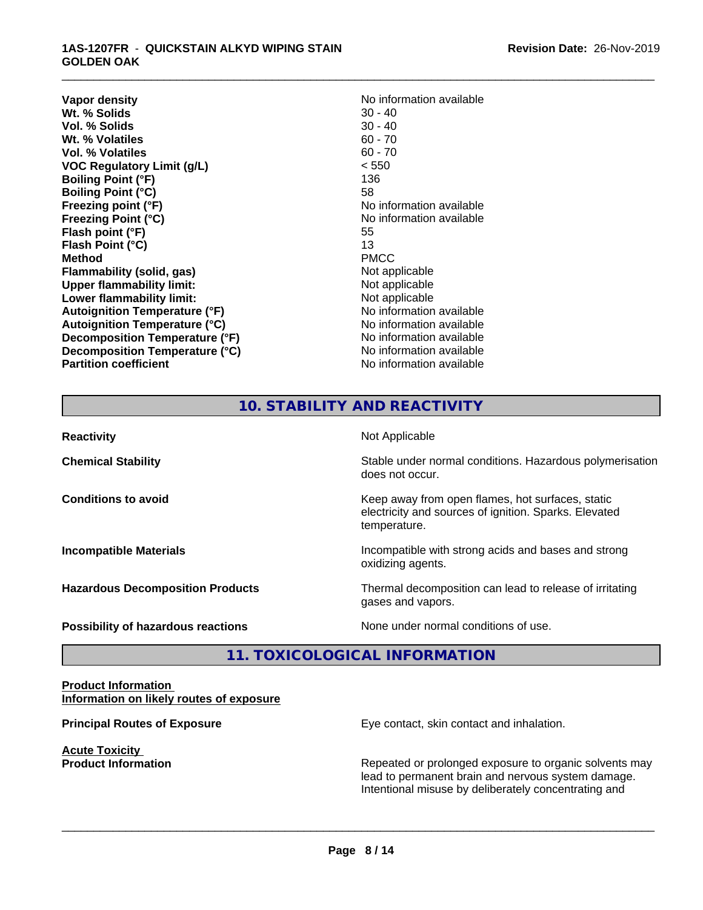| | |
|---|---|
| **Vapor density** | No information available |
| **Wt. % Solids** | 30 - 40 |
| **Vol. % Solids** | 30 - 40 |
| **Wt. % Volatiles** | 60 - 70 |
| **Vol. % Volatiles** | 60 - 70 |
| **VOC Regulatory Limit (g/L)** | < 550 |
| **Boiling Point (°F)** | 136 |
| **Boiling Point (°C)** | 58 |
| **Freezing point (°F)** | No information available |
| **Freezing Point (°C)** | No information available |
| **Flash point (°F)** | 55 |
| **Flash Point (°C)** | 13 |
| **Method** | PMCC |
| **Flammability (solid, gas)** | Not applicable |
| **Upper flammability limit:** | Not applicable |
| **Lower flammability limit:** | Not applicable |
| **Autoignition Temperature (°F)** | No information available |
| **Autoignition Temperature (°C)** | No information available |
| **Decomposition Temperature (°F)** | No information available |
| **Decomposition Temperature (°C)** | No information available |
| **Partition coefficient** | No information available |

## 10. STABILITY AND REACTIVITY

| | |
|---|---|
| **Reactivity** | Not Applicable |
| **Chemical Stability** | Stable under normal conditions. Hazardous polymerisation does not occur. |
| **Conditions to avoid** | Keep away from open flames, hot surfaces, static electricity and sources of ignition. Sparks. Elevated temperature. |
| **Incompatible Materials** | Incompatible with strong acids and bases and strong oxidizing agents. |
| **Hazardous Decomposition Products** | Thermal decomposition can lead to release of irritating gases and vapors. |
| **Possibility of hazardous reactions** | None under normal conditions of use. |

## 11. TOXICOLOGICAL INFORMATION

**Product Information**
**Information on likely routes of exposure**

**Principal Routes of Exposure** — Eye contact, skin contact and inhalation.

**Acute Toxicity**
**Product Information** — Repeated or prolonged exposure to organic solvents may lead to permanent brain and nervous system damage. Intentional misuse by deliberately concentrating and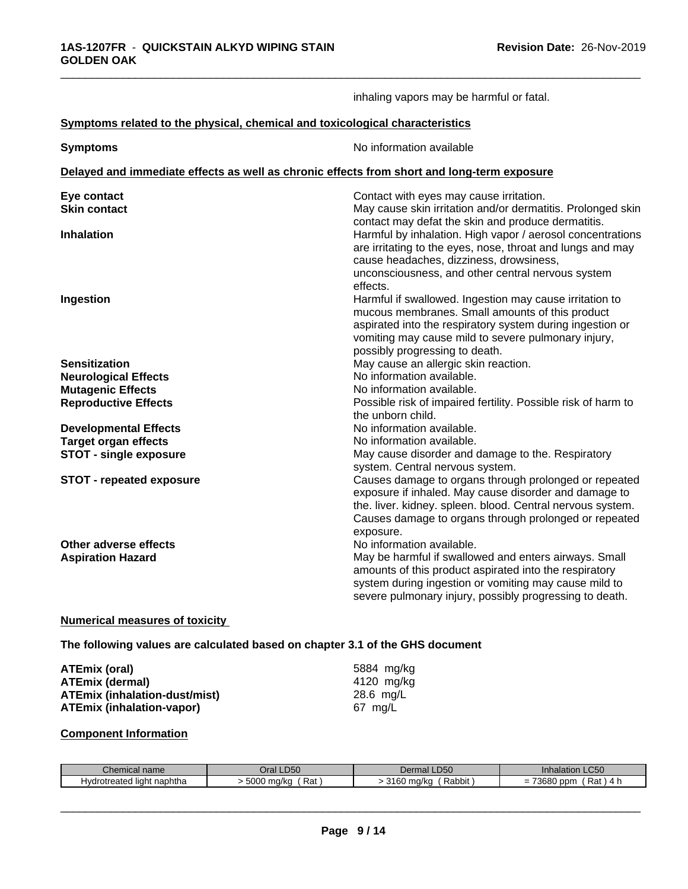inhaling vapors may be harmful or fatal.

**Symptoms related to the physical, chemical and toxicological characteristics**

| | |
|---|---|
| **Symptoms** | No information available |

**Delayed and immediate effects as well as chronic effects from short and long-term exposure**

| | |
|---|---|
| **Eye contact** | Contact with eyes may cause irritation. |
| **Skin contact** | May cause skin irritation and/or dermatitis. Prolonged skin contact may defat the skin and produce dermatitis. |
| **Inhalation** | Harmful by inhalation. High vapor / aerosol concentrations are irritating to the eyes, nose, throat and lungs and may cause headaches, dizziness, drowsiness, unconsciousness, and other central nervous system effects. |
| **Ingestion** | Harmful if swallowed. Ingestion may cause irritation to mucous membranes. Small amounts of this product aspirated into the respiratory system during ingestion or vomiting may cause mild to severe pulmonary injury, possibly progressing to death. |
| **Sensitization** | May cause an allergic skin reaction. |
| **Neurological Effects** | No information available. |
| **Mutagenic Effects** | No information available. |
| **Reproductive Effects** | Possible risk of impaired fertility. Possible risk of harm to the unborn child. |
| **Developmental Effects** | No information available. |
| **Target organ effects** | No information available. |
| **STOT - single exposure** | May cause disorder and damage to the. Respiratory system. Central nervous system. |
| **STOT - repeated exposure** | Causes damage to organs through prolonged or repeated exposure if inhaled. May cause disorder and damage to the. liver. kidney. spleen. blood. Central nervous system. Causes damage to organs through prolonged or repeated exposure. |
| **Other adverse effects** | No information available. |
| **Aspiration Hazard** | May be harmful if swallowed and enters airways. Small amounts of this product aspirated into the respiratory system during ingestion or vomiting may cause mild to severe pulmonary injury, possibly progressing to death. |

**Numerical measures of toxicity**

**The following values are calculated based on chapter 3.1 of the GHS document**

| | |
|---|---|
| **ATEmix (oral)** | 5884 mg/kg |
| **ATEmix (dermal)** | 4120 mg/kg |
| **ATEmix (inhalation-dust/mist)** | 28.6 mg/L |
| **ATEmix (inhalation-vapor)** | 67 mg/L |

**Component Information**

| Chemical name | Oral LD50 | Dermal LD50 | Inhalation LC50 |
|---|---|---|---|
| Hydrotreated light naphtha | > 5000 mg/kg ( Rat ) | > 3160 mg/kg ( Rabbit ) | = 73680 ppm ( Rat ) 4 h |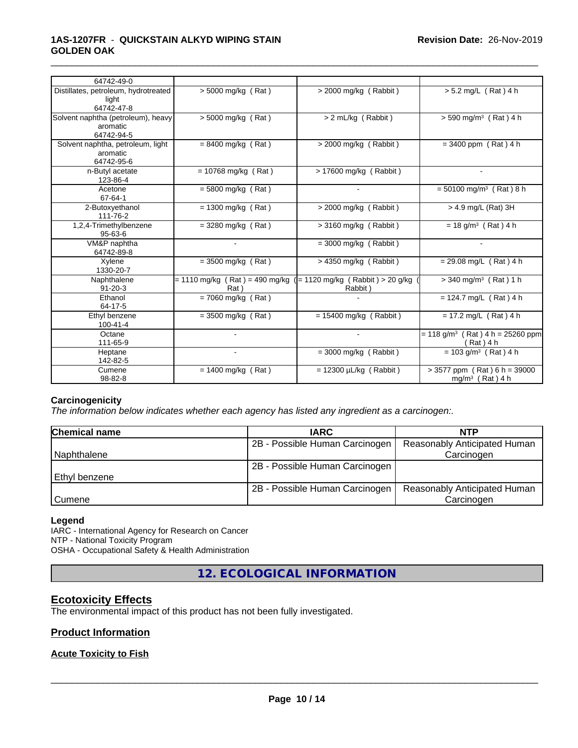| | | | |
|---|---|---|---|
| 64742-49-0 | | | |
| Distillates, petroleum, hydrotreated light 64742-47-8 | > 5000 mg/kg ( Rat ) | > 2000 mg/kg ( Rabbit ) | > 5.2 mg/L ( Rat ) 4 h |
| Solvent naphtha (petroleum), heavy aromatic 64742-94-5 | > 5000 mg/kg ( Rat ) | > 2 mL/kg ( Rabbit ) | > 590 mg/m³ ( Rat ) 4 h |
| Solvent naphtha, petroleum, light aromatic 64742-95-6 | = 8400 mg/kg ( Rat ) | > 2000 mg/kg ( Rabbit ) | = 3400 ppm ( Rat ) 4 h |
| n-Butyl acetate 123-86-4 | = 10768 mg/kg ( Rat ) | > 17600 mg/kg ( Rabbit ) | - |
| Acetone 67-64-1 | = 5800 mg/kg ( Rat ) | - | = 50100 mg/m³ ( Rat ) 8 h |
| 2-Butoxyethanol 111-76-2 | = 1300 mg/kg ( Rat ) | > 2000 mg/kg ( Rabbit ) | > 4.9 mg/L (Rat) 3H |
| 1,2,4-Trimethylbenzene 95-63-6 | = 3280 mg/kg ( Rat ) | > 3160 mg/kg ( Rabbit ) | = 18 g/m³ ( Rat ) 4 h |
| VM&P naphtha 64742-89-8 | - | = 3000 mg/kg ( Rabbit ) | - |
| Xylene 1330-20-7 | = 3500 mg/kg ( Rat ) | > 4350 mg/kg ( Rabbit ) | = 29.08 mg/L ( Rat ) 4 h |
| Naphthalene 91-20-3 | = 1110 mg/kg ( Rat ) = 490 mg/kg ( Rat ) | = 1120 mg/kg ( Rabbit ) > 20 g/kg ( Rabbit ) | > 340 mg/m³ ( Rat ) 1 h |
| Ethanol 64-17-5 | = 7060 mg/kg ( Rat ) | - | = 124.7 mg/L ( Rat ) 4 h |
| Ethyl benzene 100-41-4 | = 3500 mg/kg ( Rat ) | = 15400 mg/kg ( Rabbit ) | = 17.2 mg/L ( Rat ) 4 h |
| Octane 111-65-9 | - | - | = 118 g/m³ ( Rat ) 4 h = 25260 ppm ( Rat ) 4 h |
| Heptane 142-82-5 | - | = 3000 mg/kg ( Rabbit ) | = 103 g/m³ ( Rat ) 4 h |
| Cumene 98-82-8 | = 1400 mg/kg ( Rat ) | = 12300 µL/kg ( Rabbit ) | > 3577 ppm ( Rat ) 6 h = 39000 mg/m³ ( Rat ) 4 h |

### Carcinogenicity

*The information below indicates whether each agency has listed any ingredient as a carcinogen:.*

| Chemical name | IARC | NTP |
|---|---|---|
| Naphthalene | 2B - Possible Human Carcinogen | Reasonably Anticipated Human Carcinogen |
| Ethyl benzene | 2B - Possible Human Carcinogen | |
| Cumene | 2B - Possible Human Carcinogen | Reasonably Anticipated Human Carcinogen |

**Legend**

IARC - International Agency for Research on Cancer
NTP - National Toxicity Program
OSHA - Occupational Safety & Health Administration

## 12. ECOLOGICAL INFORMATION

### Ecotoxicity Effects

The environmental impact of this product has not been fully investigated.

### Product Information

### Acute Toxicity to Fish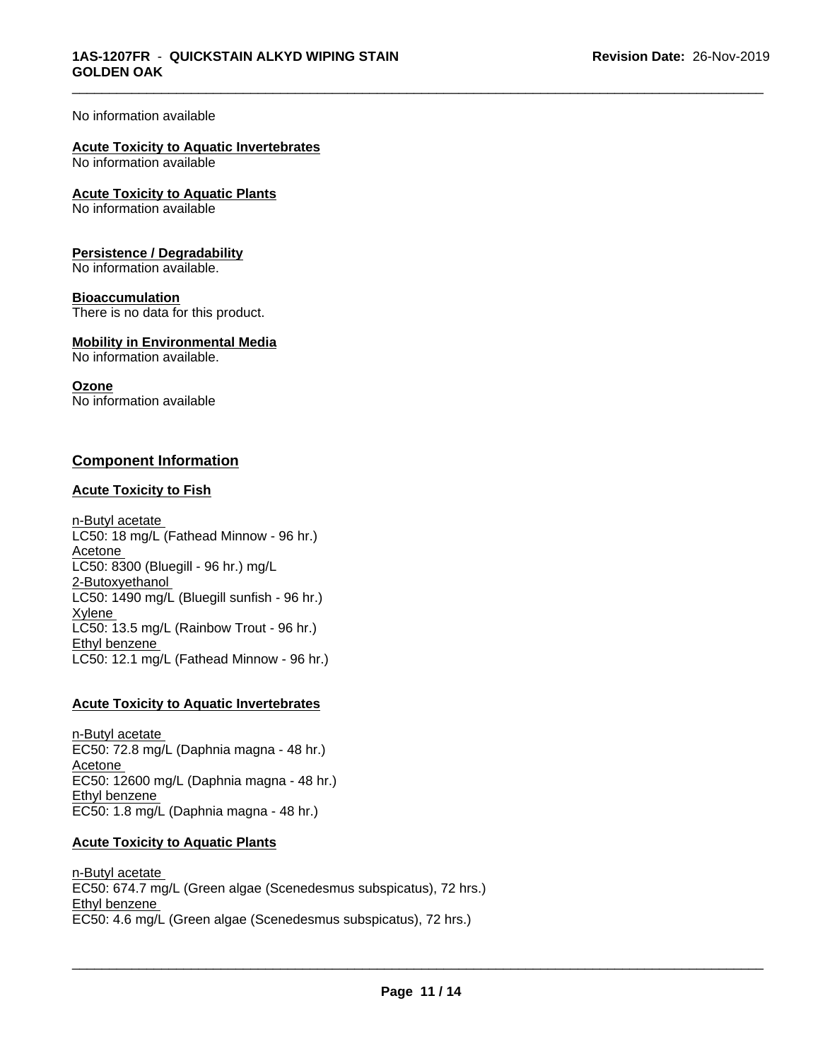No information available

**Acute Toxicity to Aquatic Invertebrates**
No information available

**Acute Toxicity to Aquatic Plants**
No information available

**Persistence / Degradability**
No information available.

**Bioaccumulation**
There is no data for this product.

**Mobility in Environmental Media**
No information available.

**Ozone**
No information available

## Component Information

### Acute Toxicity to Fish

n-Butyl acetate
LC50: 18 mg/L (Fathead Minnow - 96 hr.)
Acetone
LC50: 8300 (Bluegill - 96 hr.) mg/L
2-Butoxyethanol
LC50: 1490 mg/L (Bluegill sunfish - 96 hr.)
Xylene
LC50: 13.5 mg/L (Rainbow Trout - 96 hr.)
Ethyl benzene
LC50: 12.1 mg/L (Fathead Minnow - 96 hr.)

### Acute Toxicity to Aquatic Invertebrates

n-Butyl acetate
EC50: 72.8 mg/L (Daphnia magna - 48 hr.)
Acetone
EC50: 12600 mg/L (Daphnia magna - 48 hr.)
Ethyl benzene
EC50: 1.8 mg/L (Daphnia magna - 48 hr.)

### Acute Toxicity to Aquatic Plants

n-Butyl acetate
EC50: 674.7 mg/L (Green algae (Scenedesmus subspicatus), 72 hrs.)
Ethyl benzene
EC50: 4.6 mg/L (Green algae (Scenedesmus subspicatus), 72 hrs.)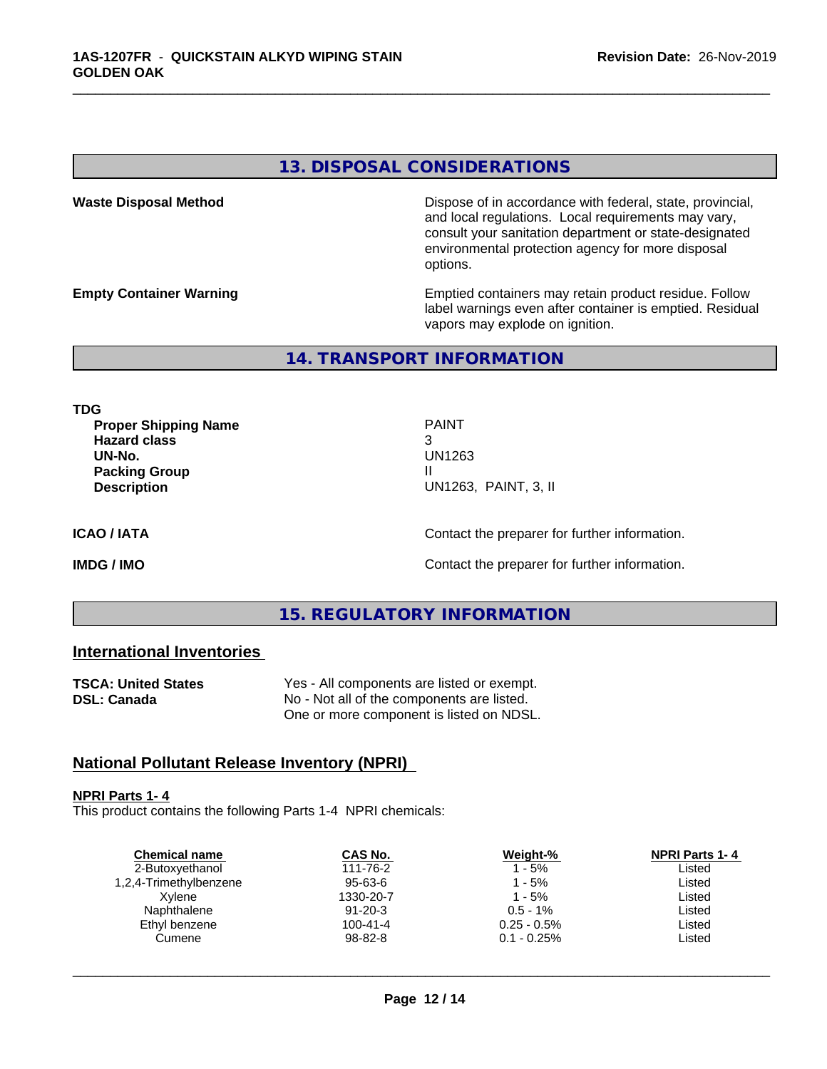## 13. DISPOSAL CONSIDERATIONS

**Waste Disposal Method** — Dispose of in accordance with federal, state, provincial, and local regulations. Local requirements may vary, consult your sanitation department or state-designated environmental protection agency for more disposal options.

**Empty Container Warning** — Emptied containers may retain product residue. Follow label warnings even after container is emptied. Residual vapors may explode on ignition.

## 14. TRANSPORT INFORMATION

**TDG**

| | |
|---|---|
| **Proper Shipping Name** | PAINT |
| **Hazard class** | 3 |
| **UN-No.** | UN1263 |
| **Packing Group** | II |
| **Description** | UN1263, PAINT, 3, II |

**ICAO / IATA** — Contact the preparer for further information.

**IMDG / IMO** — Contact the preparer for further information.

## 15. REGULATORY INFORMATION

### International Inventories

**TSCA: United States** — Yes - All components are listed or exempt.
**DSL: Canada** — No - Not all of the components are listed. One or more component is listed on NDSL.

### National Pollutant Release Inventory (NPRI)

**NPRI Parts 1- 4**
This product contains the following Parts 1-4 NPRI chemicals:

| Chemical name | CAS No. | Weight-% | NPRI Parts 1- 4 |
|---|---|---|---|
| 2-Butoxyethanol | 111-76-2 | 1 - 5% | Listed |
| 1,2,4-Trimethylbenzene | 95-63-6 | 1 - 5% | Listed |
| Xylene | 1330-20-7 | 1 - 5% | Listed |
| Naphthalene | 91-20-3 | 0.5 - 1% | Listed |
| Ethyl benzene | 100-41-4 | 0.25 - 0.5% | Listed |
| Cumene | 98-82-8 | 0.1 - 0.25% | Listed |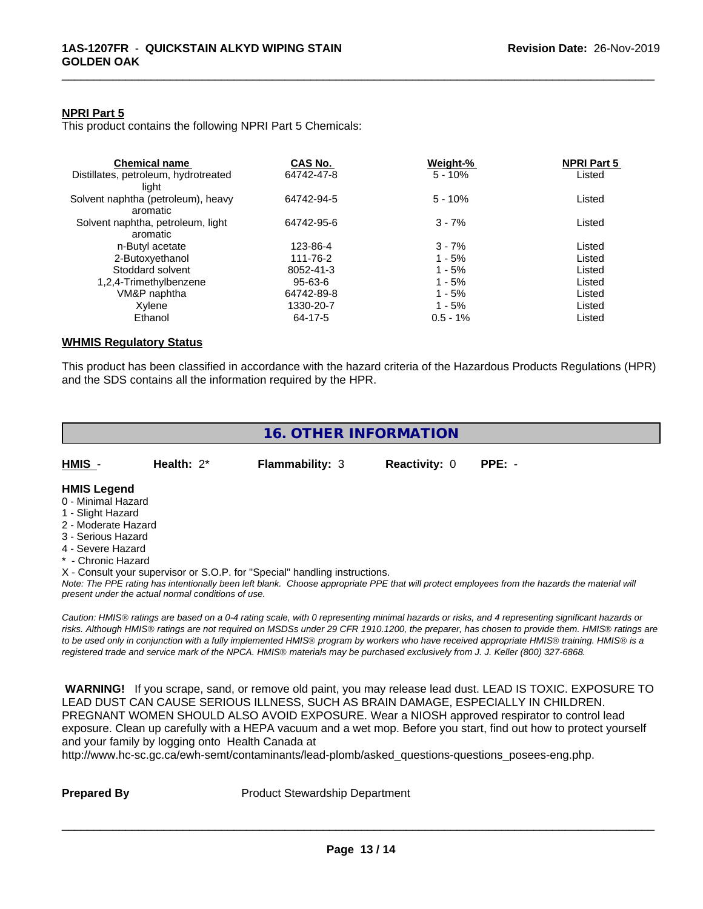**NPRI Part 5**

This product contains the following NPRI Part 5 Chemicals:

| Chemical name | CAS No. | Weight-% | NPRI Part 5 |
|---|---|---|---|
| Distillates, petroleum, hydrotreated light | 64742-47-8 | 5 - 10% | Listed |
| Solvent naphtha (petroleum), heavy aromatic | 64742-94-5 | 5 - 10% | Listed |
| Solvent naphtha, petroleum, light aromatic | 64742-95-6 | 3 - 7% | Listed |
| n-Butyl acetate | 123-86-4 | 3 - 7% | Listed |
| 2-Butoxyethanol | 111-76-2 | 1 - 5% | Listed |
| Stoddard solvent | 8052-41-3 | 1 - 5% | Listed |
| 1,2,4-Trimethylbenzene | 95-63-6 | 1 - 5% | Listed |
| VM&P naphtha | 64742-89-8 | 1 - 5% | Listed |
| Xylene | 1330-20-7 | 1 - 5% | Listed |
| Ethanol | 64-17-5 | 0.5 - 1% | Listed |

**WHMIS Regulatory Status**

This product has been classified in accordance with the hazard criteria of the Hazardous Products Regulations (HPR) and the SDS contains all the information required by the HPR.

## 16. OTHER INFORMATION

**HMIS** - **Health:** 2* **Flammability:** 3 **Reactivity:** 0 **PPE:** -

**HMIS Legend**

0 - Minimal Hazard
1 - Slight Hazard
2 - Moderate Hazard
3 - Serious Hazard
4 - Severe Hazard
* - Chronic Hazard
X - Consult your supervisor or S.O.P. for "Special" handling instructions.

*Note: The PPE rating has intentionally been left blank. Choose appropriate PPE that will protect employees from the hazards the material will present under the actual normal conditions of use.*

*Caution: HMIS® ratings are based on a 0-4 rating scale, with 0 representing minimal hazards or risks, and 4 representing significant hazards or risks. Although HMIS® ratings are not required on MSDSs under 29 CFR 1910.1200, the preparer, has chosen to provide them. HMIS® ratings are to be used only in conjunction with a fully implemented HMIS® program by workers who have received appropriate HMIS® training. HMIS® is a registered trade and service mark of the NPCA. HMIS® materials may be purchased exclusively from J. J. Keller (800) 327-6868.*

**WARNING!** If you scrape, sand, or remove old paint, you may release lead dust. LEAD IS TOXIC. EXPOSURE TO LEAD DUST CAN CAUSE SERIOUS ILLNESS, SUCH AS BRAIN DAMAGE, ESPECIALLY IN CHILDREN. PREGNANT WOMEN SHOULD ALSO AVOID EXPOSURE. Wear a NIOSH approved respirator to control lead exposure. Clean up carefully with a HEPA vacuum and a wet mop. Before you start, find out how to protect yourself and your family by logging onto Health Canada at http://www.hc-sc.gc.ca/ewh-semt/contaminants/lead-plomb/asked_questions-questions_posees-eng.php.

**Prepared By** Product Stewardship Department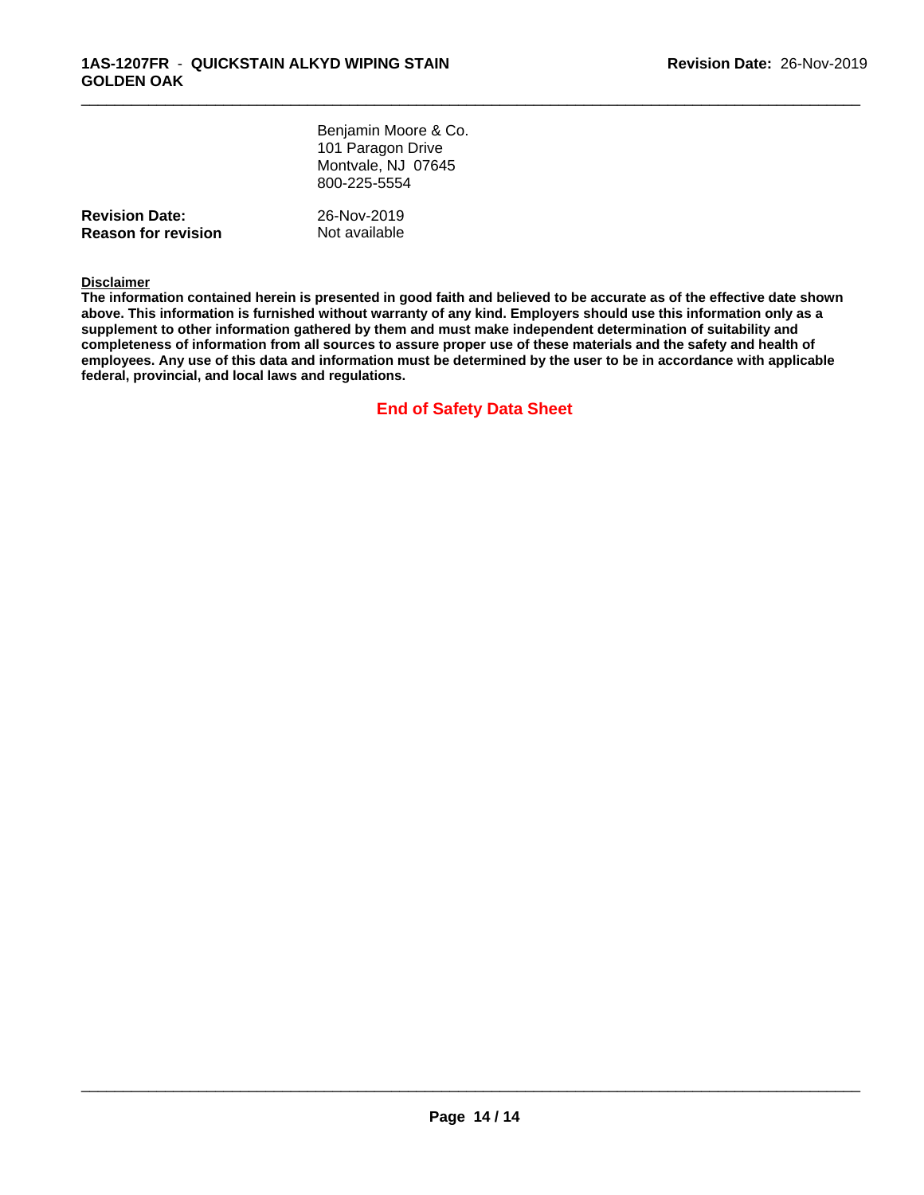Benjamin Moore & Co.
101 Paragon Drive
Montvale, NJ 07645
800-225-5554

**Revision Date:** 26-Nov-2019
**Reason for revision** Not available

**Disclaimer**

**The information contained herein is presented in good faith and believed to be accurate as of the effective date shown above. This information is furnished without warranty of any kind. Employers should use this information only as a supplement to other information gathered by them and must make independent determination of suitability and completeness of information from all sources to assure proper use of these materials and the safety and health of employees. Any use of this data and information must be determined by the user to be in accordance with applicable federal, provincial, and local laws and regulations.**

**End of Safety Data Sheet**